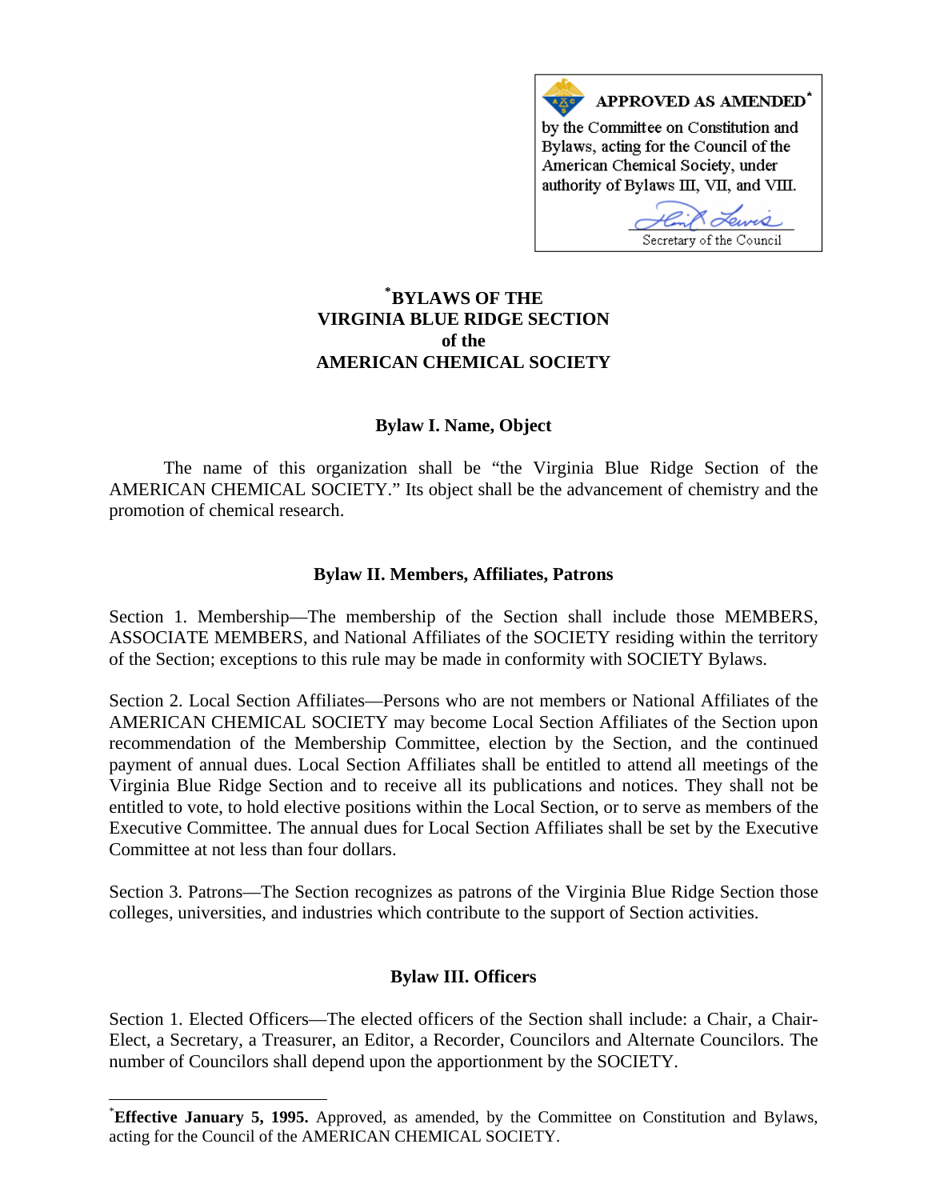APPROVED AS AMENDED[*]
by the Committee on Constitution and Bylaws, acting for the Council of the American Chemical Society, under authority of Bylaws III, VII, and VIII.

Secretary of the Council

# [*]BYLAWS OF THE VIRGINIA BLUE RIDGE SECTION of the AMERICAN CHEMICAL SOCIETY

## Bylaw I. Name, Object

The name of this organization shall be "the Virginia Blue Ridge Section of the AMERICAN CHEMICAL SOCIETY." Its object shall be the advancement of chemistry and the promotion of chemical research.

## Bylaw II. Members, Affiliates, Patrons

Section 1. Membership—The membership of the Section shall include those MEMBERS, ASSOCIATE MEMBERS, and National Affiliates of the SOCIETY residing within the territory of the Section; exceptions to this rule may be made in conformity with SOCIETY Bylaws.

Section 2. Local Section Affiliates—Persons who are not members or National Affiliates of the AMERICAN CHEMICAL SOCIETY may become Local Section Affiliates of the Section upon recommendation of the Membership Committee, election by the Section, and the continued payment of annual dues. Local Section Affiliates shall be entitled to attend all meetings of the Virginia Blue Ridge Section and to receive all its publications and notices. They shall not be entitled to vote, to hold elective positions within the Local Section, or to serve as members of the Executive Committee. The annual dues for Local Section Affiliates shall be set by the Executive Committee at not less than four dollars.

Section 3. Patrons—The Section recognizes as patrons of the Virginia Blue Ridge Section those colleges, universities, and industries which contribute to the support of Section activities.

## Bylaw III. Officers

Section 1. Elected Officers—The elected officers of the Section shall include: a Chair, a Chair-Elect, a Secretary, a Treasurer, an Editor, a Recorder, Councilors and Alternate Councilors. The number of Councilors shall depend upon the apportionment by the SOCIETY.

[*]**Effective January 5, 1995.** Approved, as amended, by the Committee on Constitution and Bylaws, acting for the Council of the AMERICAN CHEMICAL SOCIETY.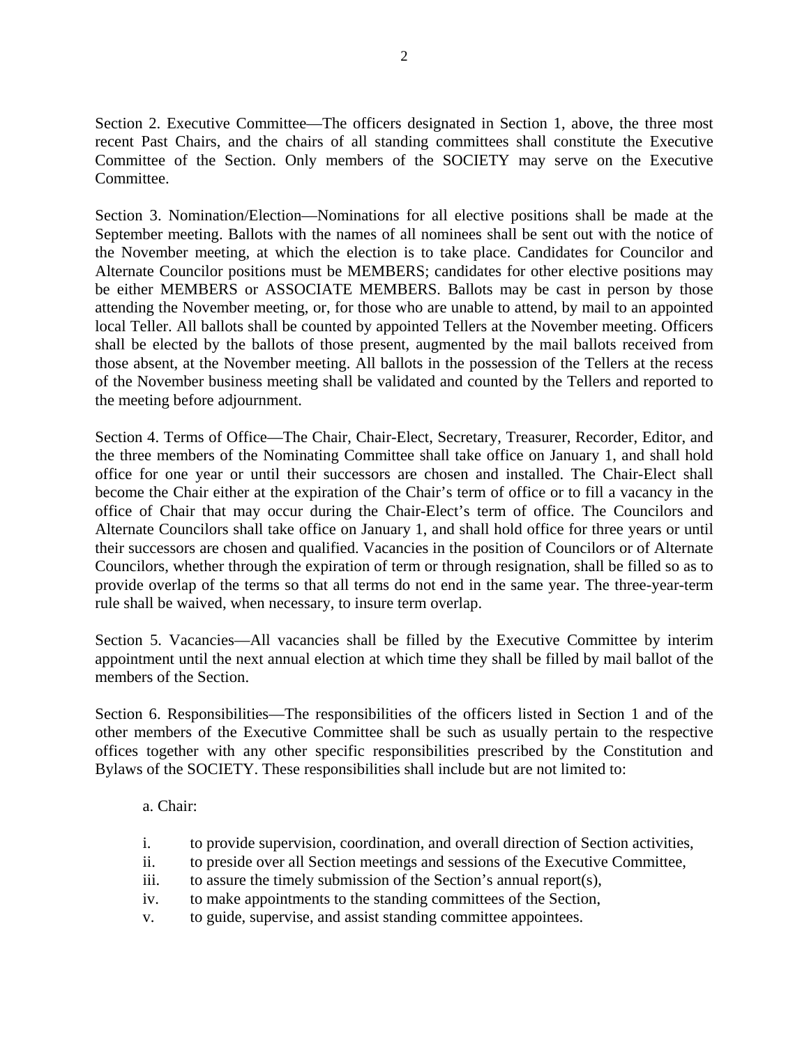Section 2. Executive Committee—The officers designated in Section 1, above, the three most recent Past Chairs, and the chairs of all standing committees shall constitute the Executive Committee of the Section. Only members of the SOCIETY may serve on the Executive Committee.

Section 3. Nomination/Election—Nominations for all elective positions shall be made at the September meeting. Ballots with the names of all nominees shall be sent out with the notice of the November meeting, at which the election is to take place. Candidates for Councilor and Alternate Councilor positions must be MEMBERS; candidates for other elective positions may be either MEMBERS or ASSOCIATE MEMBERS. Ballots may be cast in person by those attending the November meeting, or, for those who are unable to attend, by mail to an appointed local Teller. All ballots shall be counted by appointed Tellers at the November meeting. Officers shall be elected by the ballots of those present, augmented by the mail ballots received from those absent, at the November meeting. All ballots in the possession of the Tellers at the recess of the November business meeting shall be validated and counted by the Tellers and reported to the meeting before adjournment.

Section 4. Terms of Office—The Chair, Chair-Elect, Secretary, Treasurer, Recorder, Editor, and the three members of the Nominating Committee shall take office on January 1, and shall hold office for one year or until their successors are chosen and installed. The Chair-Elect shall become the Chair either at the expiration of the Chair's term of office or to fill a vacancy in the office of Chair that may occur during the Chair-Elect's term of office. The Councilors and Alternate Councilors shall take office on January 1, and shall hold office for three years or until their successors are chosen and qualified. Vacancies in the position of Councilors or of Alternate Councilors, whether through the expiration of term or through resignation, shall be filled so as to provide overlap of the terms so that all terms do not end in the same year. The three-year-term rule shall be waived, when necessary, to insure term overlap.

Section 5. Vacancies—All vacancies shall be filled by the Executive Committee by interim appointment until the next annual election at which time they shall be filled by mail ballot of the members of the Section.

Section 6. Responsibilities—The responsibilities of the officers listed in Section 1 and of the other members of the Executive Committee shall be such as usually pertain to the respective offices together with any other specific responsibilities prescribed by the Constitution and Bylaws of the SOCIETY. These responsibilities shall include but are not limited to:

a. Chair:

- i. to provide supervision, coordination, and overall direction of Section activities,
- ii. to preside over all Section meetings and sessions of the Executive Committee,
- iii. to assure the timely submission of the Section's annual report(s),
- iv. to make appointments to the standing committees of the Section,
- v. to guide, supervise, and assist standing committee appointees.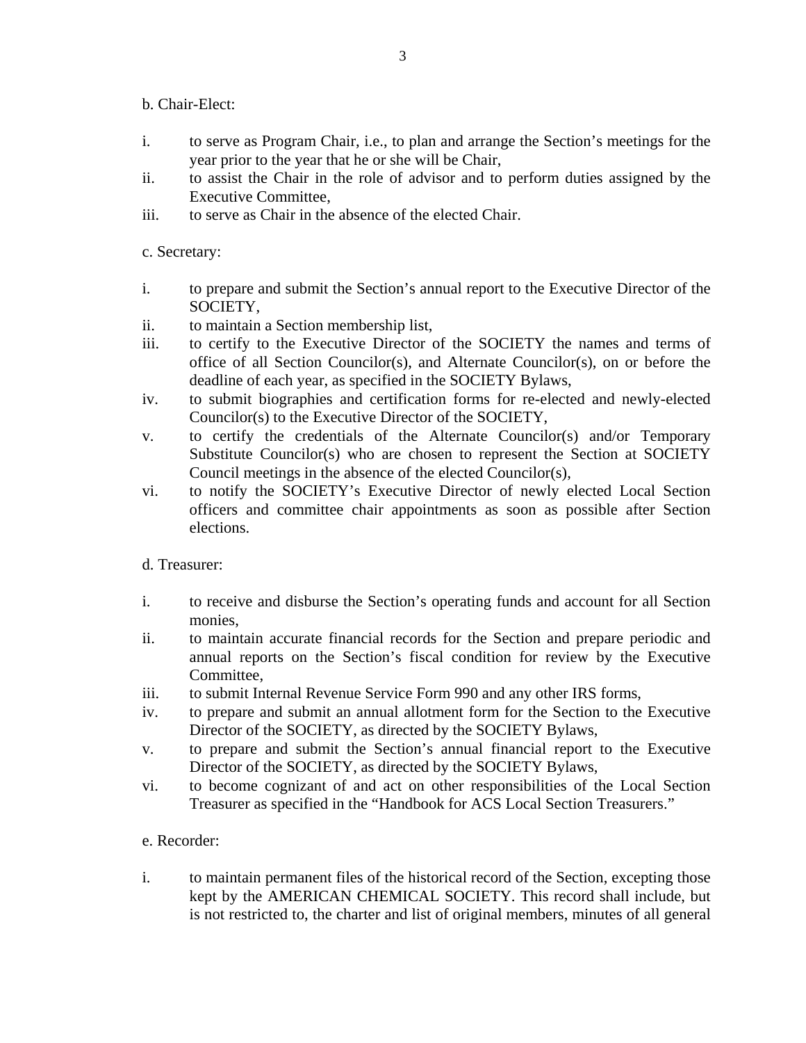b. Chair-Elect:

i. to serve as Program Chair, i.e., to plan and arrange the Section's meetings for the year prior to the year that he or she will be Chair,
ii. to assist the Chair in the role of advisor and to perform duties assigned by the Executive Committee,
iii. to serve as Chair in the absence of the elected Chair.

c. Secretary:

i. to prepare and submit the Section's annual report to the Executive Director of the SOCIETY,
ii. to maintain a Section membership list,
iii. to certify to the Executive Director of the SOCIETY the names and terms of office of all Section Councilor(s), and Alternate Councilor(s), on or before the deadline of each year, as specified in the SOCIETY Bylaws,
iv. to submit biographies and certification forms for re-elected and newly-elected Councilor(s) to the Executive Director of the SOCIETY,
v. to certify the credentials of the Alternate Councilor(s) and/or Temporary Substitute Councilor(s) who are chosen to represent the Section at SOCIETY Council meetings in the absence of the elected Councilor(s),
vi. to notify the SOCIETY's Executive Director of newly elected Local Section officers and committee chair appointments as soon as possible after Section elections.

d. Treasurer:

i. to receive and disburse the Section's operating funds and account for all Section monies,
ii. to maintain accurate financial records for the Section and prepare periodic and annual reports on the Section's fiscal condition for review by the Executive Committee,
iii. to submit Internal Revenue Service Form 990 and any other IRS forms,
iv. to prepare and submit an annual allotment form for the Section to the Executive Director of the SOCIETY, as directed by the SOCIETY Bylaws,
v. to prepare and submit the Section's annual financial report to the Executive Director of the SOCIETY, as directed by the SOCIETY Bylaws,
vi. to become cognizant of and act on other responsibilities of the Local Section Treasurer as specified in the "Handbook for ACS Local Section Treasurers."

e. Recorder:

i. to maintain permanent files of the historical record of the Section, excepting those kept by the AMERICAN CHEMICAL SOCIETY. This record shall include, but is not restricted to, the charter and list of original members, minutes of all general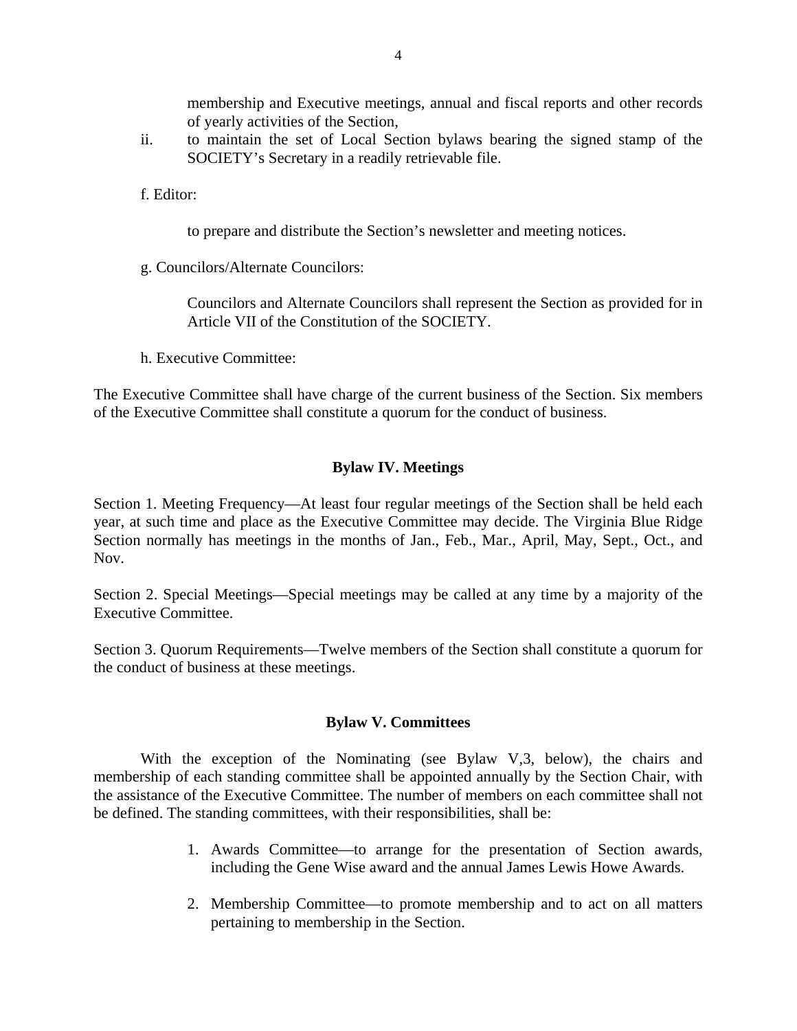membership and Executive meetings, annual and fiscal reports and other records of yearly activities of the Section,

ii. to maintain the set of Local Section bylaws bearing the signed stamp of the SOCIETY's Secretary in a readily retrievable file.

f. Editor:

to prepare and distribute the Section's newsletter and meeting notices.

g. Councilors/Alternate Councilors:

Councilors and Alternate Councilors shall represent the Section as provided for in Article VII of the Constitution of the SOCIETY.

h. Executive Committee:

The Executive Committee shall have charge of the current business of the Section. Six members of the Executive Committee shall constitute a quorum for the conduct of business.

## Bylaw IV. Meetings

Section 1. Meeting Frequency—At least four regular meetings of the Section shall be held each year, at such time and place as the Executive Committee may decide. The Virginia Blue Ridge Section normally has meetings in the months of Jan., Feb., Mar., April, May, Sept., Oct., and Nov.

Section 2. Special Meetings—Special meetings may be called at any time by a majority of the Executive Committee.

Section 3. Quorum Requirements—Twelve members of the Section shall constitute a quorum for the conduct of business at these meetings.

## Bylaw V. Committees

With the exception of the Nominating (see Bylaw V,3, below), the chairs and membership of each standing committee shall be appointed annually by the Section Chair, with the assistance of the Executive Committee. The number of members on each committee shall not be defined. The standing committees, with their responsibilities, shall be:

1. Awards Committee—to arrange for the presentation of Section awards, including the Gene Wise award and the annual James Lewis Howe Awards.

2. Membership Committee—to promote membership and to act on all matters pertaining to membership in the Section.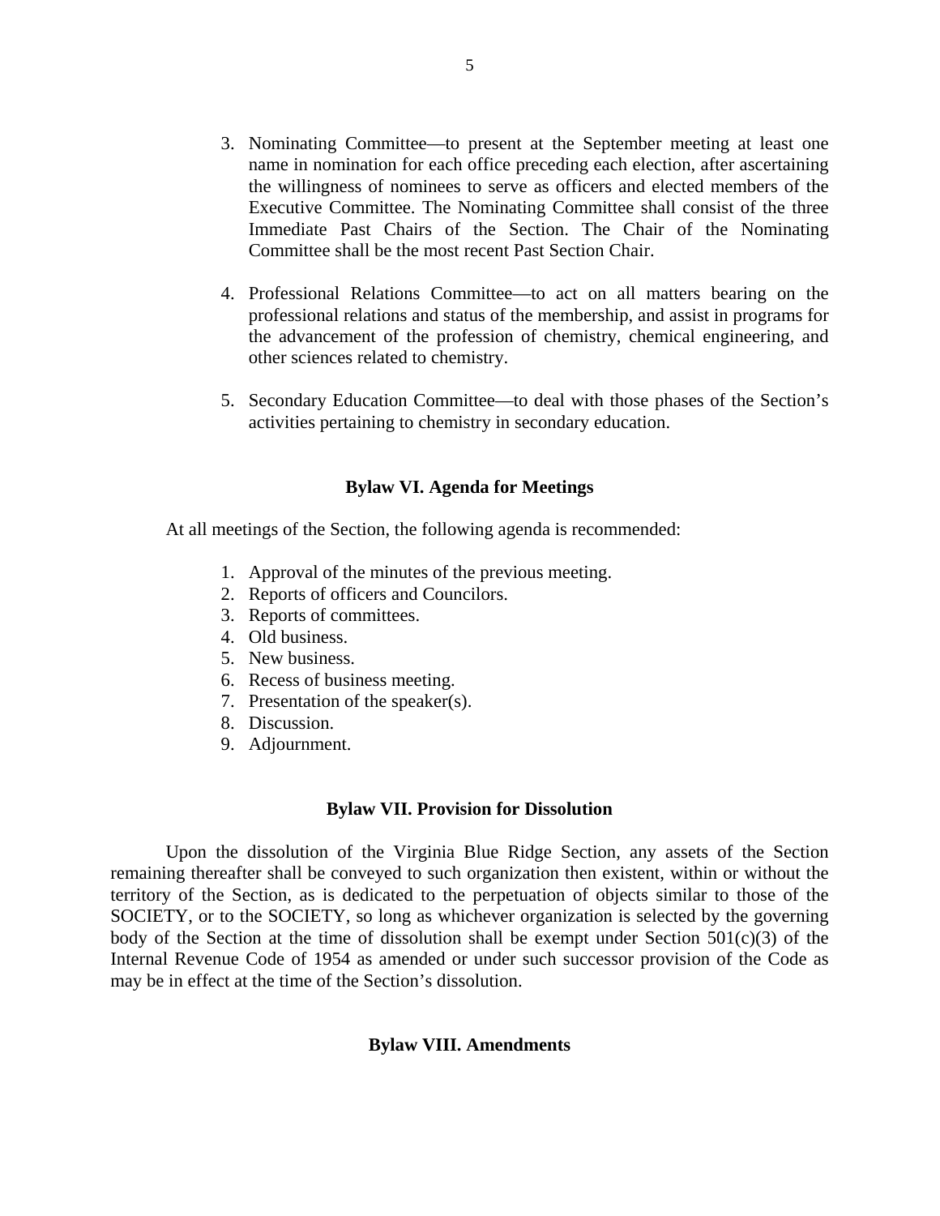3. Nominating Committee—to present at the September meeting at least one name in nomination for each office preceding each election, after ascertaining the willingness of nominees to serve as officers and elected members of the Executive Committee. The Nominating Committee shall consist of the three Immediate Past Chairs of the Section. The Chair of the Nominating Committee shall be the most recent Past Section Chair.

4. Professional Relations Committee—to act on all matters bearing on the professional relations and status of the membership, and assist in programs for the advancement of the profession of chemistry, chemical engineering, and other sciences related to chemistry.

5. Secondary Education Committee—to deal with those phases of the Section's activities pertaining to chemistry in secondary education.

## Bylaw VI. Agenda for Meetings

At all meetings of the Section, the following agenda is recommended:

1. Approval of the minutes of the previous meeting.
2. Reports of officers and Councilors.
3. Reports of committees.
4. Old business.
5. New business.
6. Recess of business meeting.
7. Presentation of the speaker(s).
8. Discussion.
9. Adjournment.

## Bylaw VII. Provision for Dissolution

Upon the dissolution of the Virginia Blue Ridge Section, any assets of the Section remaining thereafter shall be conveyed to such organization then existent, within or without the territory of the Section, as is dedicated to the perpetuation of objects similar to those of the SOCIETY, or to the SOCIETY, so long as whichever organization is selected by the governing body of the Section at the time of dissolution shall be exempt under Section 501(c)(3) of the Internal Revenue Code of 1954 as amended or under such successor provision of the Code as may be in effect at the time of the Section's dissolution.

## Bylaw VIII. Amendments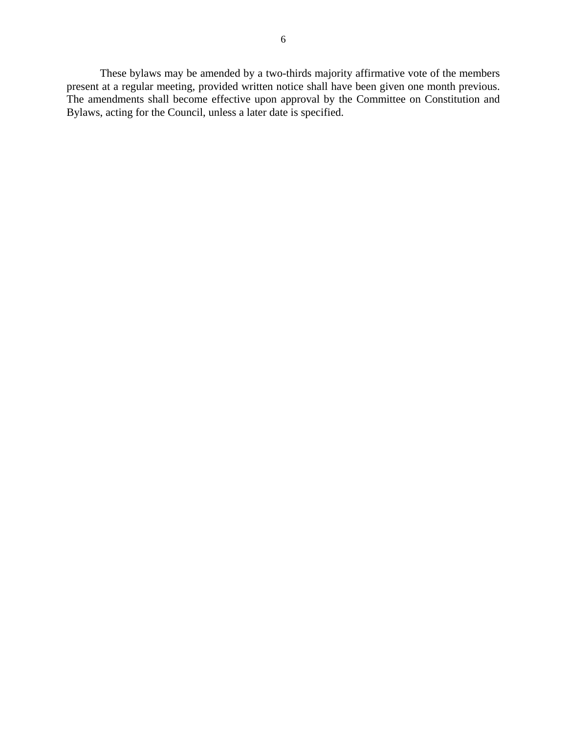These bylaws may be amended by a two-thirds majority affirmative vote of the members present at a regular meeting, provided written notice shall have been given one month previous. The amendments shall become effective upon approval by the Committee on Constitution and Bylaws, acting for the Council, unless a later date is specified.